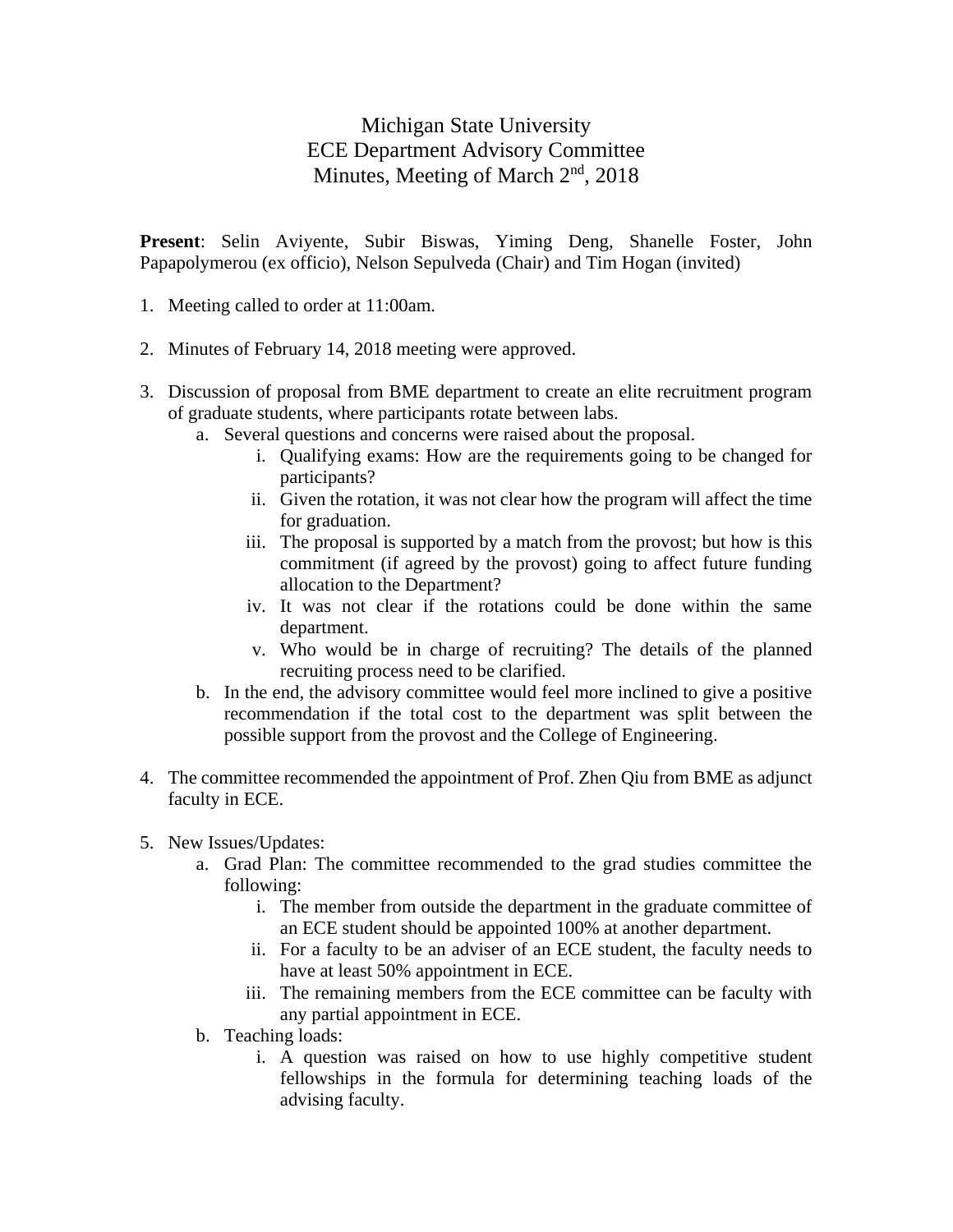# Michigan State University
## ECE Department Advisory Committee
## Minutes, Meeting of March 2nd, 2018

**Present**: Selin Aviyente, Subir Biswas, Yiming Deng, Shanelle Foster, John Papapolymerou (ex officio), Nelson Sepulveda (Chair) and Tim Hogan (invited)

1. Meeting called to order at 11:00am.

2. Minutes of February 14, 2018 meeting were approved.

3. Discussion of proposal from BME department to create an elite recruitment program of graduate students, where participants rotate between labs.
    a. Several questions and concerns were raised about the proposal.
        i. Qualifying exams: How are the requirements going to be changed for participants?
        ii. Given the rotation, it was not clear how the program will affect the time for graduation.
        iii. The proposal is supported by a match from the provost; but how is this commitment (if agreed by the provost) going to affect future funding allocation to the Department?
        iv. It was not clear if the rotations could be done within the same department.
        v. Who would be in charge of recruiting? The details of the planned recruiting process need to be clarified.
    b. In the end, the advisory committee would feel more inclined to give a positive recommendation if the total cost to the department was split between the possible support from the provost and the College of Engineering.

4. The committee recommended the appointment of Prof. Zhen Qiu from BME as adjunct faculty in ECE.

5. New Issues/Updates:
    a. Grad Plan: The committee recommended to the grad studies committee the following:
        i. The member from outside the department in the graduate committee of an ECE student should be appointed 100% at another department.
        ii. For a faculty to be an adviser of an ECE student, the faculty needs to have at least 50% appointment in ECE.
        iii. The remaining members from the ECE committee can be faculty with any partial appointment in ECE.
    b. Teaching loads:
        i. A question was raised on how to use highly competitive student fellowships in the formula for determining teaching loads of the advising faculty.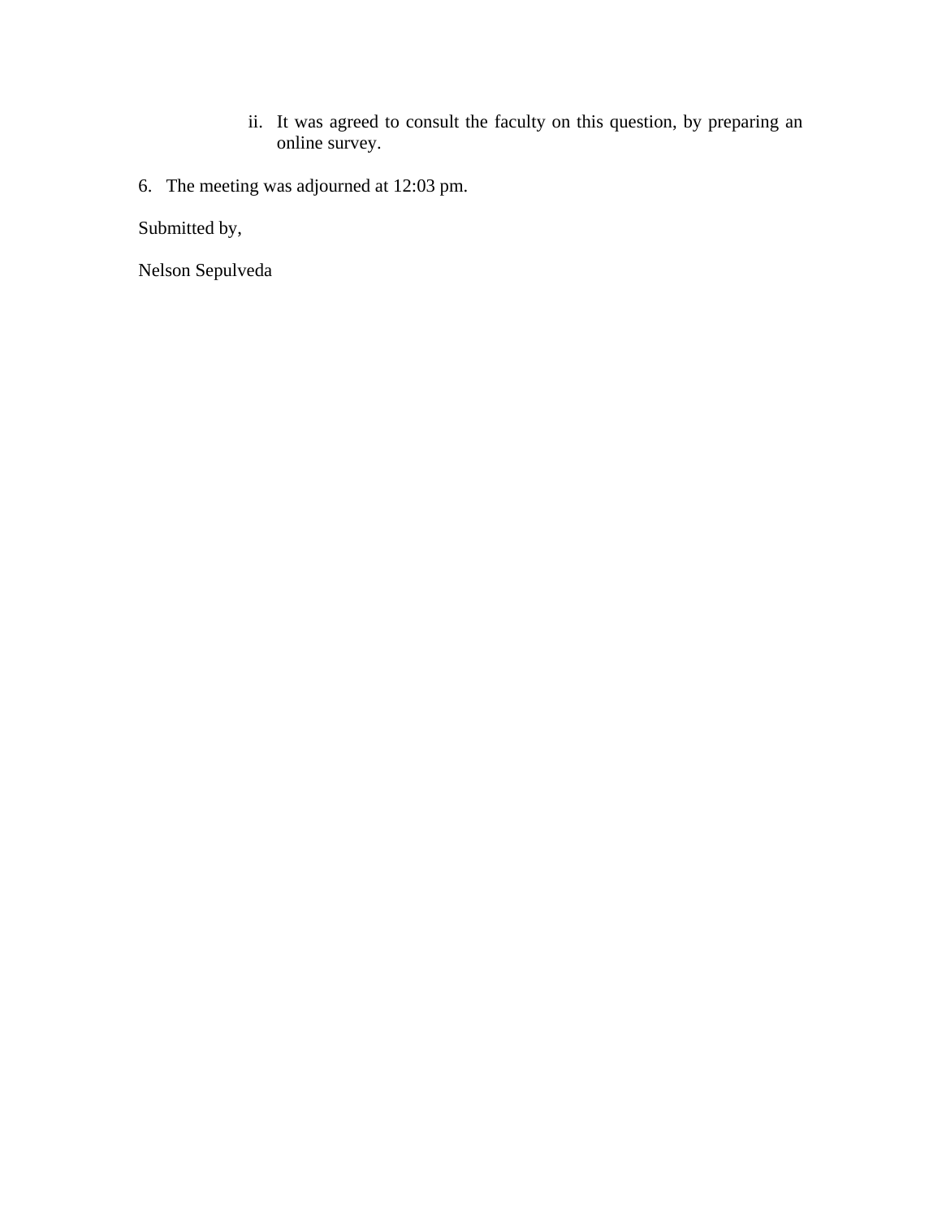ii. It was agreed to consult the faculty on this question, by preparing an online survey.

6. The meeting was adjourned at 12:03 pm.

Submitted by,

Nelson Sepulveda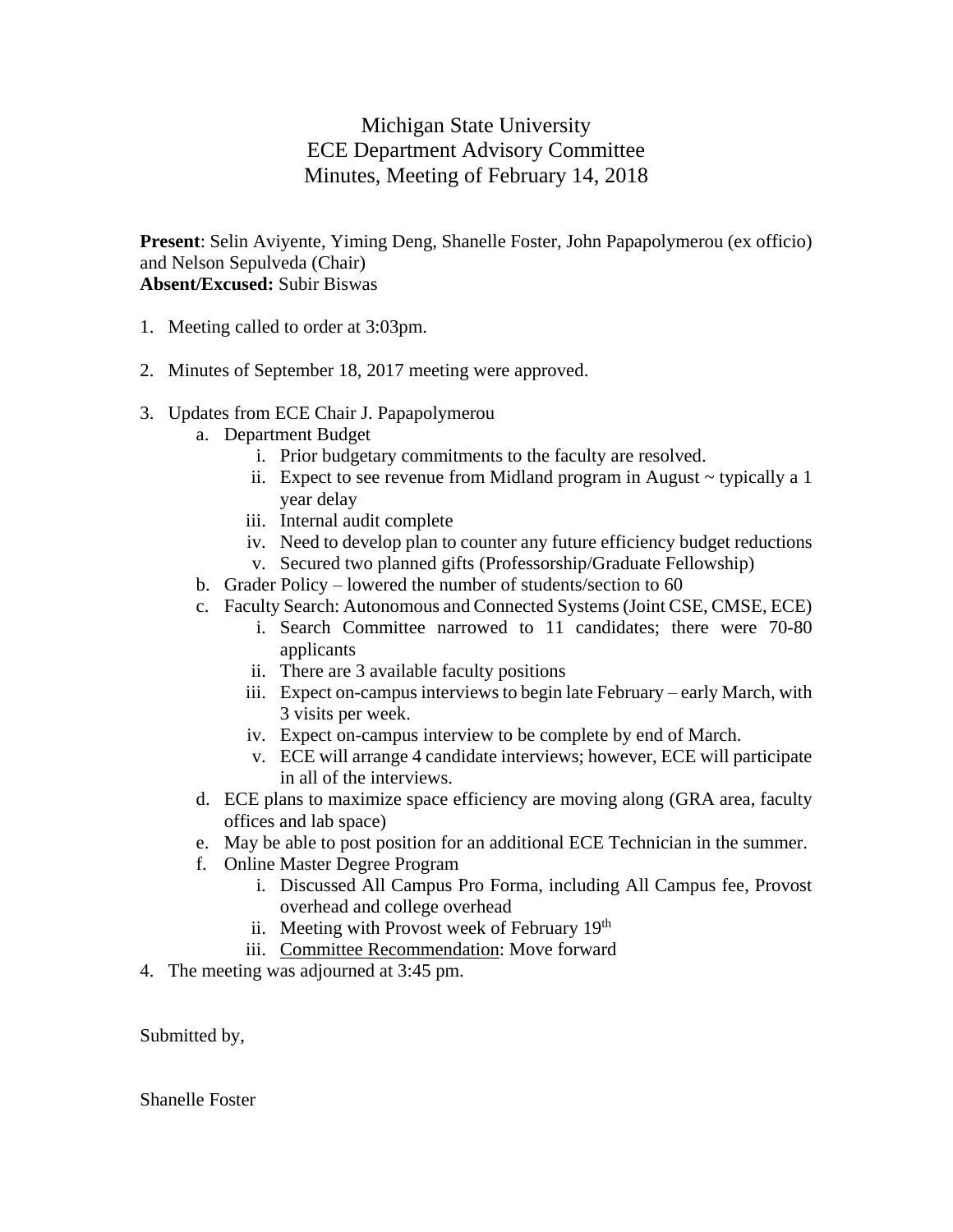# Michigan State University
## ECE Department Advisory Committee
## Minutes, Meeting of February 14, 2018

**Present**: Selin Aviyente, Yiming Deng, Shanelle Foster, John Papapolymerou (ex officio) and Nelson Sepulveda (Chair)
**Absent/Excused:** Subir Biswas

1. Meeting called to order at 3:03pm.

2. Minutes of September 18, 2017 meeting were approved.

3. Updates from ECE Chair J. Papapolymerou
   a. Department Budget
      i. Prior budgetary commitments to the faculty are resolved.
      ii. Expect to see revenue from Midland program in August ~ typically a 1 year delay
      iii. Internal audit complete
      iv. Need to develop plan to counter any future efficiency budget reductions
      v. Secured two planned gifts (Professorship/Graduate Fellowship)
   b. Grader Policy – lowered the number of students/section to 60
   c. Faculty Search: Autonomous and Connected Systems (Joint CSE, CMSE, ECE)
      i. Search Committee narrowed to 11 candidates; there were 70-80 applicants
      ii. There are 3 available faculty positions
      iii. Expect on-campus interviews to begin late February – early March, with 3 visits per week.
      iv. Expect on-campus interview to be complete by end of March.
      v. ECE will arrange 4 candidate interviews; however, ECE will participate in all of the interviews.
   d. ECE plans to maximize space efficiency are moving along (GRA area, faculty offices and lab space)
   e. May be able to post position for an additional ECE Technician in the summer.
   f. Online Master Degree Program
      i. Discussed All Campus Pro Forma, including All Campus fee, Provost overhead and college overhead
      ii. Meeting with Provost week of February 19th
      iii. Committee Recommendation: Move forward
4. The meeting was adjourned at 3:45 pm.

Submitted by,

Shanelle Foster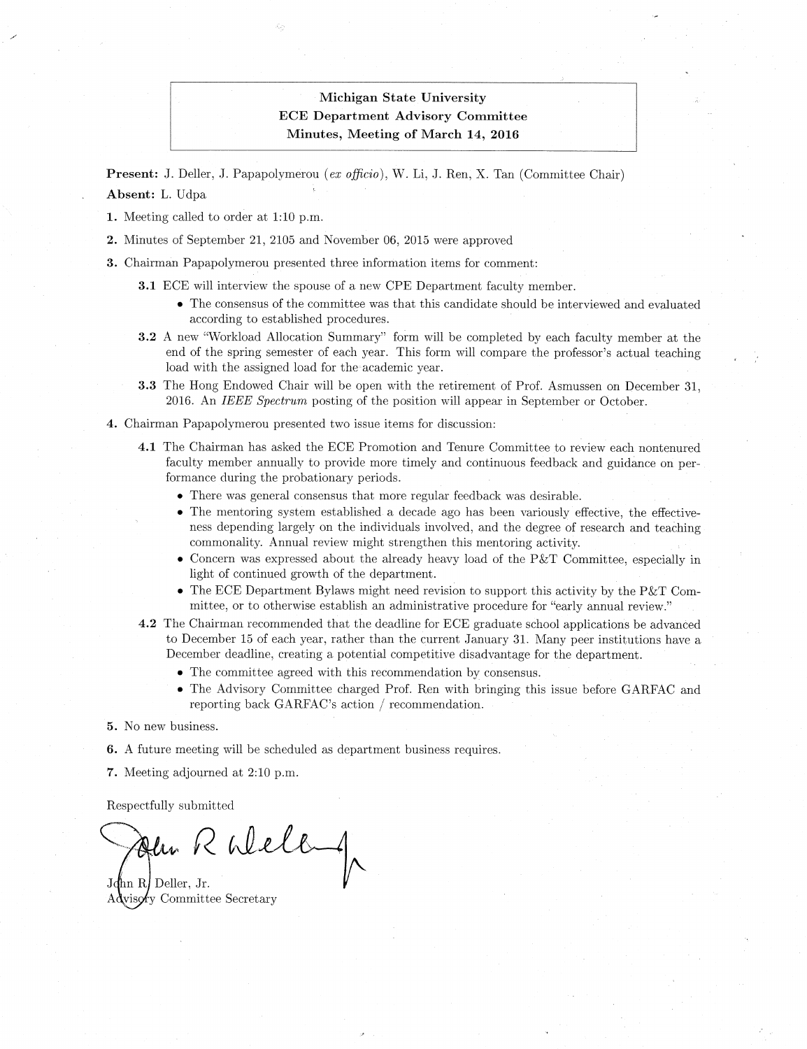**Michigan State University**
**ECE Department Advisory Committee**
**Minutes, Meeting of March 14, 2016**

**Present:** J. Deller, J. Papapolymerou (*ex officio*), W. Li, J. Ren, X. Tan (Committee Chair)

**Absent:** L. Udpa

**1.** Meeting called to order at 1:10 p.m.

**2.** Minutes of September 21, 2105 and November 06, 2015 were approved

**3.** Chairman Papapolymerou presented three information items for comment:

**3.1** ECE will interview the spouse of a new CPE Department faculty member.

- The consensus of the committee was that this candidate should be interviewed and evaluated according to established procedures.

**3.2** A new "Workload Allocation Summary" form will be completed by each faculty member at the end of the spring semester of each year. This form will compare the professor's actual teaching load with the assigned load for the academic year.

**3.3** The Hong Endowed Chair will be open with the retirement of Prof. Asmussen on December 31, 2016. An *IEEE Spectrum* posting of the position will appear in September or October.

**4.** Chairman Papapolymerou presented two issue items for discussion:

**4.1** The Chairman has asked the ECE Promotion and Tenure Committee to review each nontenured faculty member annually to provide more timely and continuous feedback and guidance on performance during the probationary periods.

- There was general consensus that more regular feedback was desirable.
- The mentoring system established a decade ago has been variously effective, the effectiveness depending largely on the individuals involved, and the degree of research and teaching commonality. Annual review might strengthen this mentoring activity.
- Concern was expressed about the already heavy load of the P&T Committee, especially in light of continued growth of the department.
- The ECE Department Bylaws might need revision to support this activity by the P&T Committee, or to otherwise establish an administrative procedure for "early annual review."

**4.2** The Chairman recommended that the deadline for ECE graduate school applications be advanced to December 15 of each year, rather than the current January 31. Many peer institutions have a December deadline, creating a potential competitive disadvantage for the department.

- The committee agreed with this recommendation by consensus.
- The Advisory Committee charged Prof. Ren with bringing this issue before GARFAC and reporting back GARFAC's action / recommendation.

**5.** No new business.

**6.** A future meeting will be scheduled as department business requires.

**7.** Meeting adjourned at 2:10 p.m.

Respectfully submitted

John R Deller, Jr.
Advisory Committee Secretary